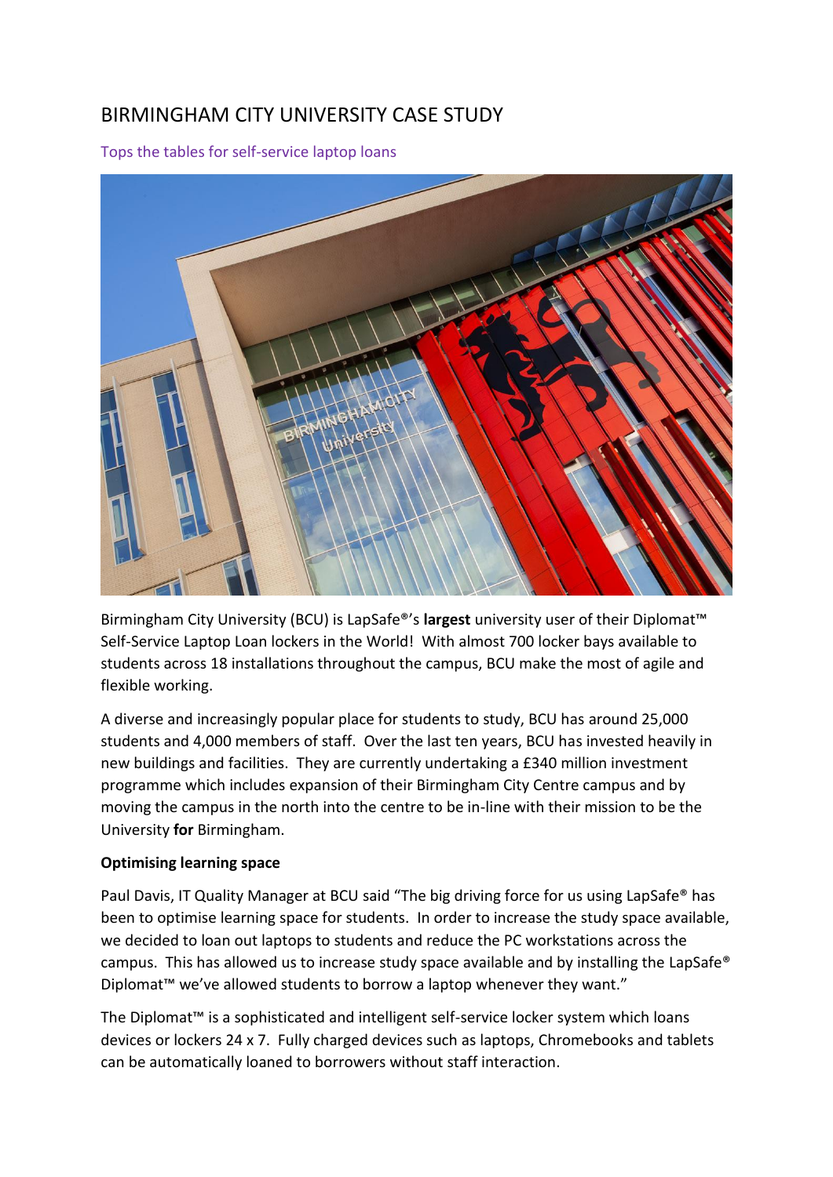# BIRMINGHAM CITY UNIVERSITY CASE STUDY

Tops the tables for self-service laptop loans

Birmingham City University (BCU) is LapSafe®'s **largest** university user of their Diplomat™ Self-Service Laptop Loan lockers in the World! With almost 700 locker bays available to students across 18 installations throughout the campus, BCU make the most of agile and flexible working.

A diverse and increasingly popular place for students to study, BCU has around 25,000 students and 4,000 members of staff. Over the last ten years, BCU has invested heavily in new buildings and facilities. They are currently undertaking a £340 million investment programme which includes expansion of their Birmingham City Centre campus and by moving the campus in the north into the centre to be in-line with their mission to be the University **for** Birmingham.

**Optimising learning space**

Paul Davis, IT Quality Manager at BCU said "The big driving force for us using LapSafe® has been to optimise learning space for students. In order to increase the study space available, we decided to loan out laptops to students and reduce the PC workstations across the campus. This has allowed us to increase study space available and by installing the LapSafe® Diplomat™ we've allowed students to borrow a laptop whenever they want."

The Diplomat™ is a sophisticated and intelligent self-service locker system which loans devices or lockers 24 x 7. Fully charged devices such as laptops, Chromebooks and tablets can be automatically loaned to borrowers without staff interaction.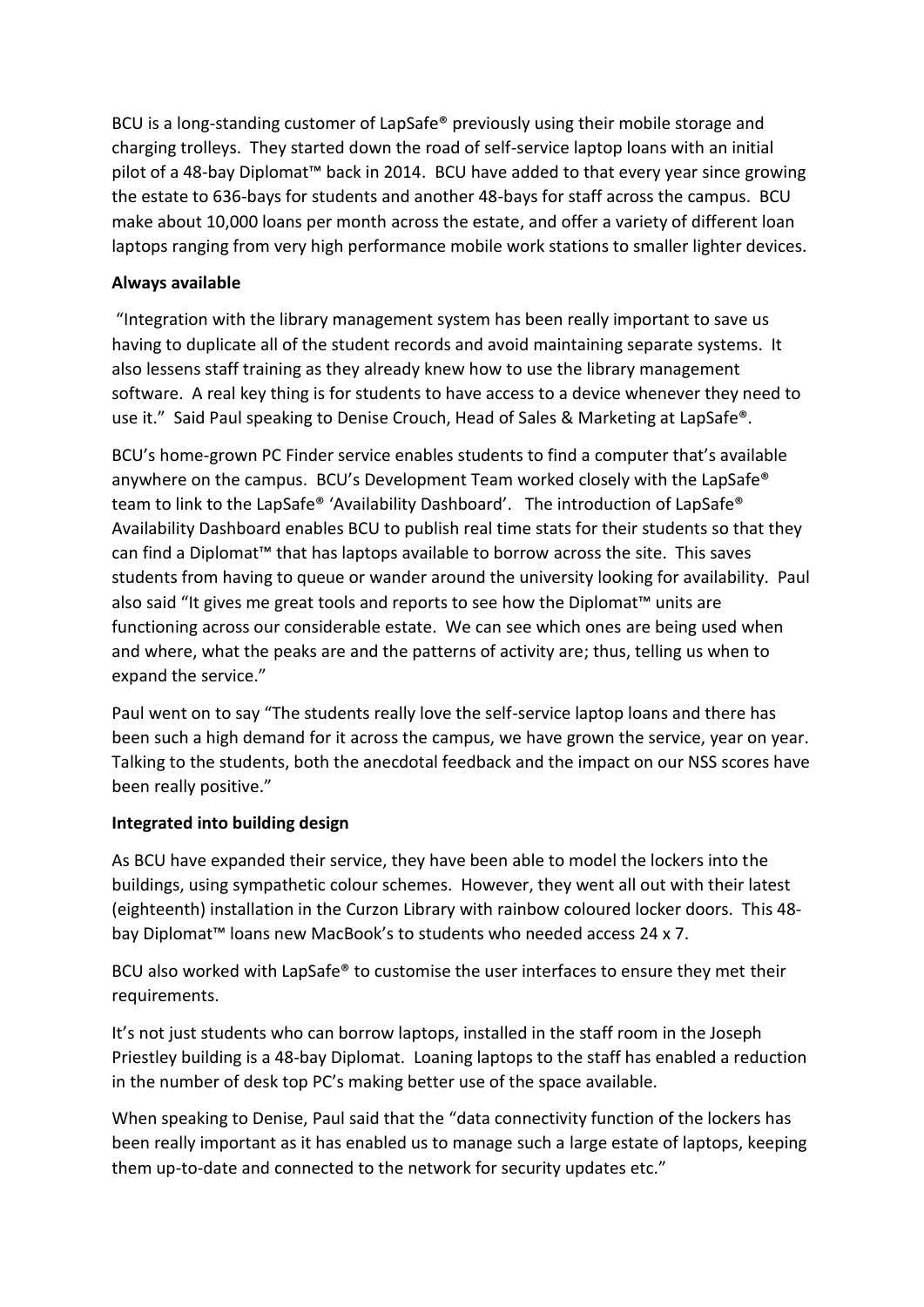BCU is a long-standing customer of LapSafe® previously using their mobile storage and charging trolleys. They started down the road of self-service laptop loans with an initial pilot of a 48-bay Diplomat™ back in 2014. BCU have added to that every year since growing the estate to 636-bays for students and another 48-bays for staff across the campus. BCU make about 10,000 loans per month across the estate, and offer a variety of different loan laptops ranging from very high performance mobile work stations to smaller lighter devices.

**Always available**

"Integration with the library management system has been really important to save us having to duplicate all of the student records and avoid maintaining separate systems. It also lessens staff training as they already knew how to use the library management software. A real key thing is for students to have access to a device whenever they need to use it." Said Paul speaking to Denise Crouch, Head of Sales & Marketing at LapSafe®.

BCU's home-grown PC Finder service enables students to find a computer that's available anywhere on the campus. BCU's Development Team worked closely with the LapSafe® team to link to the LapSafe® 'Availability Dashboard'. The introduction of LapSafe® Availability Dashboard enables BCU to publish real time stats for their students so that they can find a Diplomat™ that has laptops available to borrow across the site. This saves students from having to queue or wander around the university looking for availability. Paul also said "It gives me great tools and reports to see how the Diplomat™ units are functioning across our considerable estate. We can see which ones are being used when and where, what the peaks are and the patterns of activity are; thus, telling us when to expand the service."

Paul went on to say "The students really love the self-service laptop loans and there has been such a high demand for it across the campus, we have grown the service, year on year. Talking to the students, both the anecdotal feedback and the impact on our NSS scores have been really positive."

**Integrated into building design**

As BCU have expanded their service, they have been able to model the lockers into the buildings, using sympathetic colour schemes. However, they went all out with their latest (eighteenth) installation in the Curzon Library with rainbow coloured locker doors. This 48-bay Diplomat™ loans new MacBook's to students who needed access 24 x 7.

BCU also worked with LapSafe® to customise the user interfaces to ensure they met their requirements.

It's not just students who can borrow laptops, installed in the staff room in the Joseph Priestley building is a 48-bay Diplomat. Loaning laptops to the staff has enabled a reduction in the number of desk top PC's making better use of the space available.

When speaking to Denise, Paul said that the "data connectivity function of the lockers has been really important as it has enabled us to manage such a large estate of laptops, keeping them up-to-date and connected to the network for security updates etc."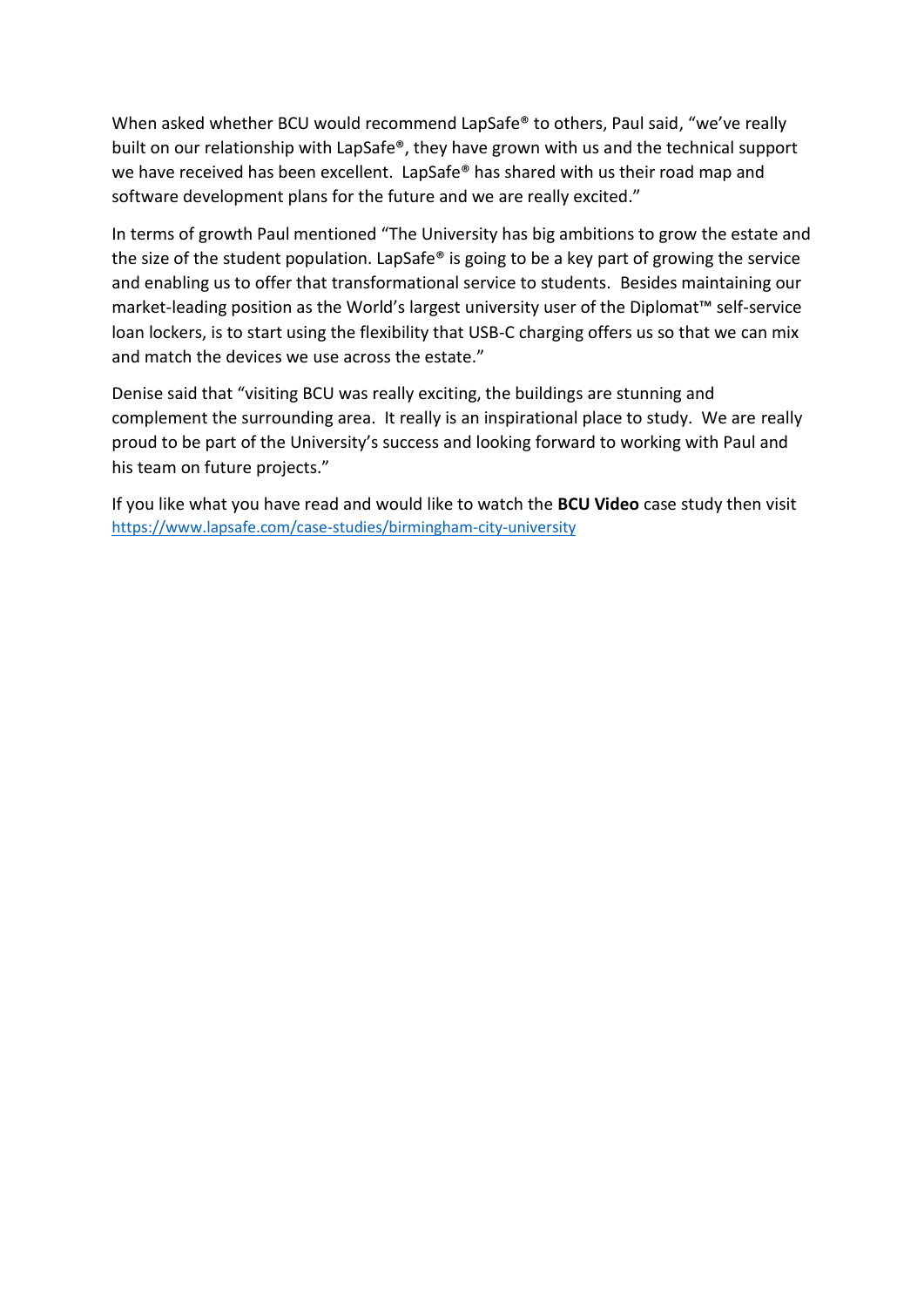When asked whether BCU would recommend LapSafe® to others, Paul said, "we've really built on our relationship with LapSafe®, they have grown with us and the technical support we have received has been excellent. LapSafe® has shared with us their road map and software development plans for the future and we are really excited."

In terms of growth Paul mentioned "The University has big ambitions to grow the estate and the size of the student population. LapSafe® is going to be a key part of growing the service and enabling us to offer that transformational service to students. Besides maintaining our market-leading position as the World's largest university user of the Diplomat™ self-service loan lockers, is to start using the flexibility that USB-C charging offers us so that we can mix and match the devices we use across the estate."

Denise said that "visiting BCU was really exciting, the buildings are stunning and complement the surrounding area. It really is an inspirational place to study. We are really proud to be part of the University's success and looking forward to working with Paul and his team on future projects."

If you like what you have read and would like to watch the **BCU Video** case study then visit https://www.lapsafe.com/case-studies/birmingham-city-university